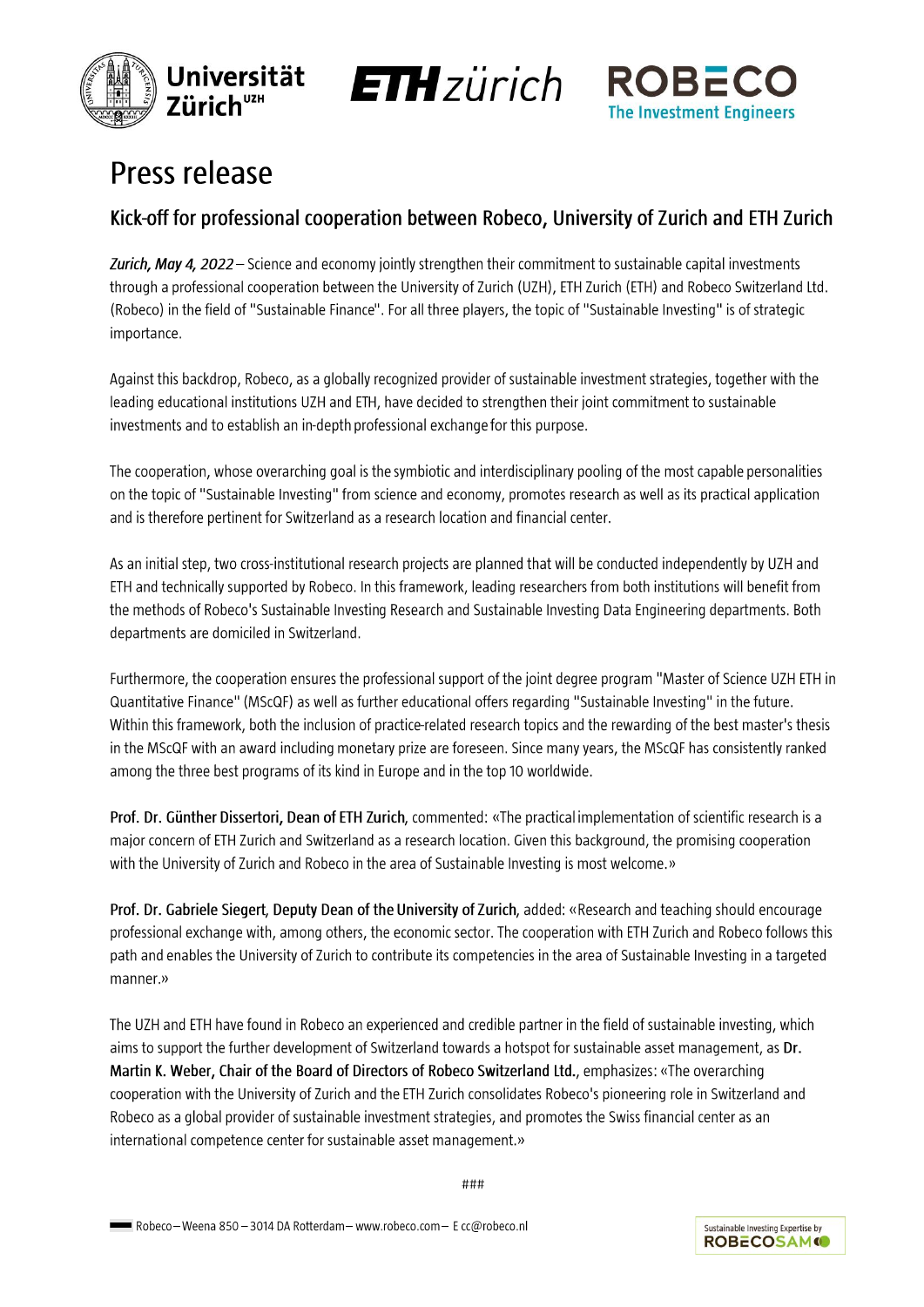# Press release

## Kick-off for professional cooperation between Robeco, University of Zurich and ETH Zurich

***Zurich, May 4, 2022*** – Science and economy jointly strengthen their commitment to sustainable capital investments through a professional cooperation between the University of Zurich (UZH), ETH Zurich (ETH) and Robeco Switzerland Ltd. (Robeco) in the field of "Sustainable Finance". For all three players, the topic of "Sustainable Investing" is of strategic importance.

Against this backdrop, Robeco, as a globally recognized provider of sustainable investment strategies, together with the leading educational institutions UZH and ETH, have decided to strengthen their joint commitment to sustainable investments and to establish an in-depth professional exchange for this purpose.

The cooperation, whose overarching goal is the symbiotic and interdisciplinary pooling of the most capable personalities on the topic of "Sustainable Investing" from science and economy, promotes research as well as its practical application and is therefore pertinent for Switzerland as a research location and financial center.

As an initial step, two cross-institutional research projects are planned that will be conducted independently by UZH and ETH and technically supported by Robeco. In this framework, leading researchers from both institutions will benefit from the methods of Robeco's Sustainable Investing Research and Sustainable Investing Data Engineering departments. Both departments are domiciled in Switzerland.

Furthermore, the cooperation ensures the professional support of the joint degree program "Master of Science UZH ETH in Quantitative Finance" (MScQF) as well as further educational offers regarding "Sustainable Investing" in the future. Within this framework, both the inclusion of practice-related research topics and the rewarding of the best master's thesis in the MScQF with an award including monetary prize are foreseen. Since many years, the MScQF has consistently ranked among the three best programs of its kind in Europe and in the top 10 worldwide.

**Prof. Dr. Günther Dissertori, Dean of ETH Zurich**, commented: «The practical implementation of scientific research is a major concern of ETH Zurich and Switzerland as a research location. Given this background, the promising cooperation with the University of Zurich and Robeco in the area of Sustainable Investing is most welcome.»

**Prof. Dr. Gabriele Siegert, Deputy Dean of the University of Zurich**, added: «Research and teaching should encourage professional exchange with, among others, the economic sector. The cooperation with ETH Zurich and Robeco follows this path and enables the University of Zurich to contribute its competencies in the area of Sustainable Investing in a targeted manner.»

The UZH and ETH have found in Robeco an experienced and credible partner in the field of sustainable investing, which aims to support the further development of Switzerland towards a hotspot for sustainable asset management, as **Dr. Martin K. Weber, Chair of the Board of Directors of Robeco Switzerland Ltd.**, emphasizes: «The overarching cooperation with the University of Zurich and the ETH Zurich consolidates Robeco's pioneering role in Switzerland and Robeco as a global provider of sustainable investment strategies, and promotes the Swiss financial center as an international competence center for sustainable asset management.»

###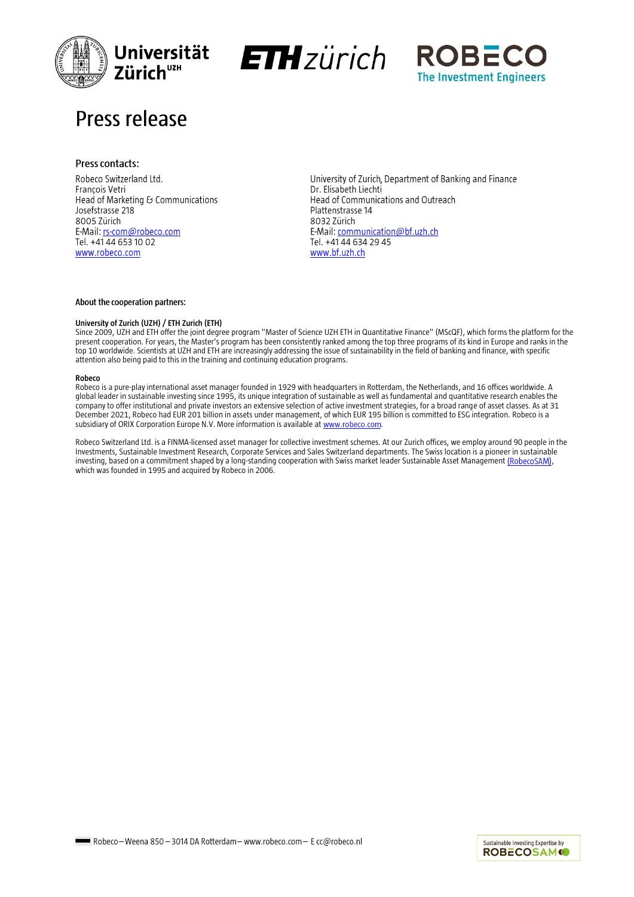# Press release

## Press contacts:

Robeco Switzerland Ltd.
François Vetri
Head of Marketing & Communications
Josefstrasse 218
8005 Zürich
E-Mail: rs-com@robeco.com
Tel. +41 44 653 10 02
www.robeco.com

University of Zurich, Department of Banking and Finance
Dr. Elisabeth Liechti
Head of Communications and Outreach
Plattenstrasse 14
8032 Zürich
E-Mail: communication@bf.uzh.ch
Tel. +41 44 634 29 45
www.bf.uzh.ch

### About the cooperation partners:

**University of Zurich (UZH) / ETH Zurich (ETH)**
Since 2009, UZH and ETH offer the joint degree program "Master of Science UZH ETH in Quantitative Finance" (MScQF), which forms the platform for the present cooperation. For years, the Master's program has been consistently ranked among the top three programs of its kind in Europe and ranks in the top 10 worldwide. Scientists at UZH and ETH are increasingly addressing the issue of sustainability in the field of banking and finance, with specific attention also being paid to this in the training and continuing education programs.

**Robeco**
Robeco is a pure-play international asset manager founded in 1929 with headquarters in Rotterdam, the Netherlands, and 16 offices worldwide. A global leader in sustainable investing since 1995, its unique integration of sustainable as well as fundamental and quantitative research enables the company to offer institutional and private investors an extensive selection of active investment strategies, for a broad range of asset classes. As at 31 December 2021, Robeco had EUR 201 billion in assets under management, of which EUR 195 billion is committed to ESG integration. Robeco is a subsidiary of ORIX Corporation Europe N.V. More information is available at www.robeco.com.

Robeco Switzerland Ltd. is a FINMA-licensed asset manager for collective investment schemes. At our Zurich offices, we employ around 90 people in the Investments, Sustainable Investment Research, Corporate Services and Sales Switzerland departments. The Swiss location is a pioneer in sustainable investing, based on a commitment shaped by a long-standing cooperation with Swiss market leader Sustainable Asset Management (RobecoSAM), which was founded in 1995 and acquired by Robeco in 2006.